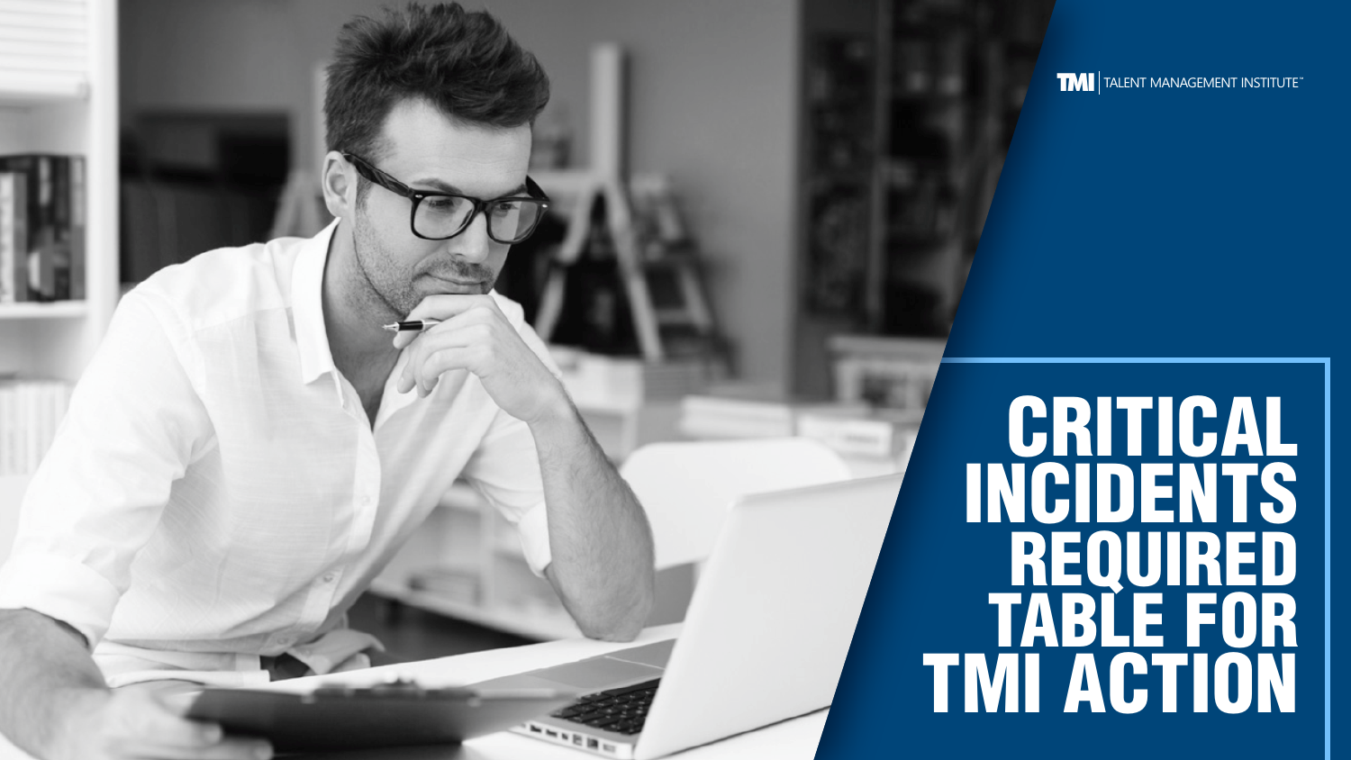TMI | TALENT MANAGEMENT INSTITUTE™

# CRITICAL INCIDENTS REQUIRED TABLE FOR TMI ACTION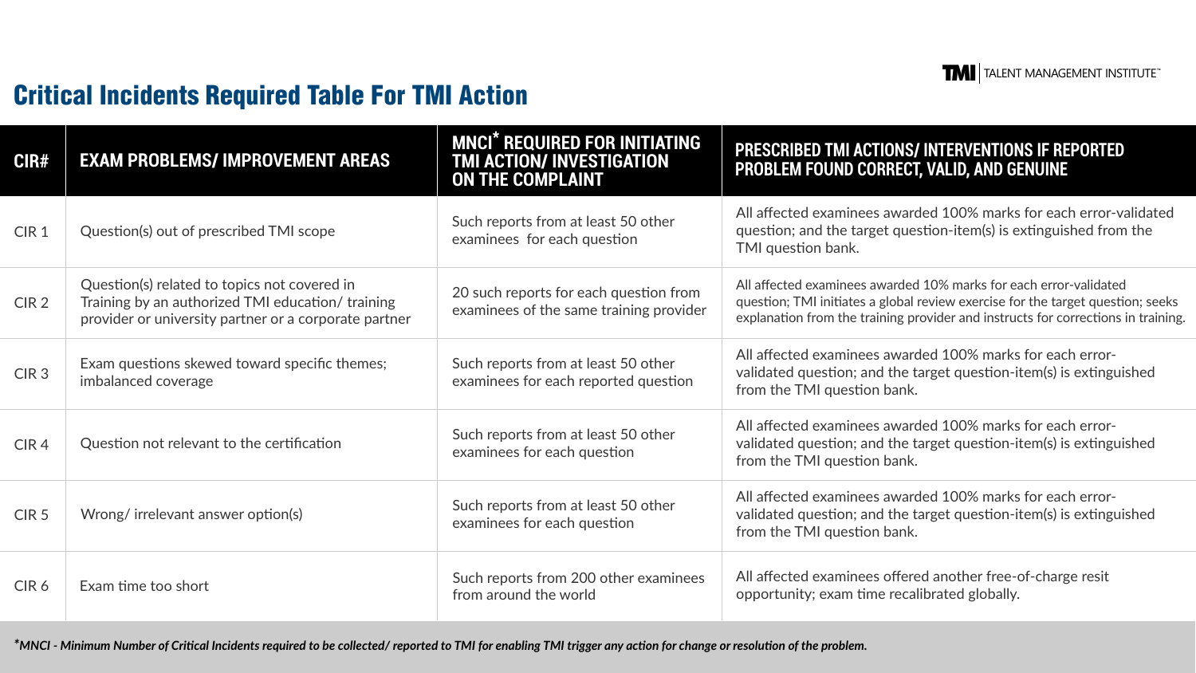TMI | TALENT MANAGEMENT INSTITUTE™

## Critical Incidents Required Table For TMI Action

| CIR# | EXAM PROBLEMS/ IMPROVEMENT AREAS | MNCI* REQUIRED FOR INITIATING TMI ACTION/ INVESTIGATION ON THE COMPLAINT | PRESCRIBED TMI ACTIONS/ INTERVENTIONS IF REPORTED PROBLEM FOUND CORRECT, VALID, AND GENUINE |
|---|---|---|---|
| CIR 1 | Question(s) out of prescribed TMI scope | Such reports from at least 50 other examinees for each question | All affected examinees awarded 100% marks for each error-validated question; and the target question-item(s) is extinguished from the TMI question bank. |
| CIR 2 | Question(s) related to topics not covered in Training by an authorized TMI education/ training provider or university partner or a corporate partner | 20 such reports for each question from examinees of the same training provider | All affected examinees awarded 10% marks for each error-validated question; TMI initiates a global review exercise for the target question; seeks explanation from the training provider and instructs for corrections in training. |
| CIR 3 | Exam questions skewed toward specific themes; imbalanced coverage | Such reports from at least 50 other examinees for each reported question | All affected examinees awarded 100% marks for each error-validated question; and the target question-item(s) is extinguished from the TMI question bank. |
| CIR 4 | Question not relevant to the certification | Such reports from at least 50 other examinees for each question | All affected examinees awarded 100% marks for each error-validated question; and the target question-item(s) is extinguished from the TMI question bank. |
| CIR 5 | Wrong/ irrelevant answer option(s) | Such reports from at least 50 other examinees for each question | All affected examinees awarded 100% marks for each error-validated question; and the target question-item(s) is extinguished from the TMI question bank. |
| CIR 6 | Exam time too short | Such reports from 200 other examinees from around the world | All affected examinees offered another free-of-charge resit opportunity; exam time recalibrated globally. |

*\*MNCI - Minimum Number of Critical Incidents required to be collected/ reported to TMI for enabling TMI trigger any action for change or resolution of the problem.*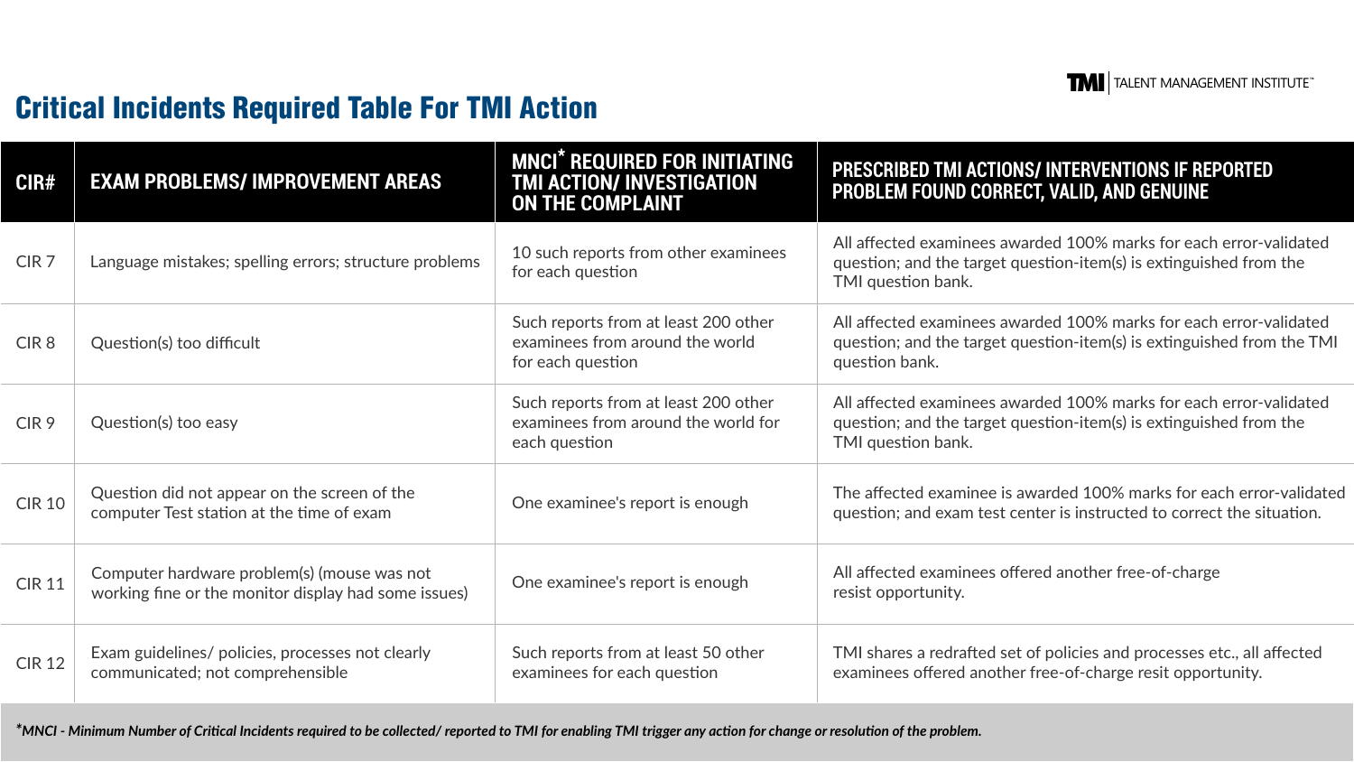TMI | TALENT MANAGEMENT INSTITUTE™

## Critical Incidents Required Table For TMI Action

| CIR# | EXAM PROBLEMS/ IMPROVEMENT AREAS | MNCI* REQUIRED FOR INITIATING TMI ACTION/ INVESTIGATION ON THE COMPLAINT | PRESCRIBED TMI ACTIONS/ INTERVENTIONS IF REPORTED PROBLEM FOUND CORRECT, VALID, AND GENUINE |
| --- | --- | --- | --- |
| CIR 7 | Language mistakes; spelling errors; structure problems | 10 such reports from other examinees for each question | All affected examinees awarded 100% marks for each error-validated question; and the target question-item(s) is extinguished from the TMI question bank. |
| CIR 8 | Question(s) too difficult | Such reports from at least 200 other examinees from around the world for each question | All affected examinees awarded 100% marks for each error-validated question; and the target question-item(s) is extinguished from the TMI question bank. |
| CIR 9 | Question(s) too easy | Such reports from at least 200 other examinees from around the world for each question | All affected examinees awarded 100% marks for each error-validated question; and the target question-item(s) is extinguished from the TMI question bank. |
| CIR 10 | Question did not appear on the screen of the computer Test station at the time of exam | One examinee's report is enough | The affected examinee is awarded 100% marks for each error-validated question; and exam test center is instructed to correct the situation. |
| CIR 11 | Computer hardware problem(s) (mouse was not working fine or the monitor display had some issues) | One examinee's report is enough | All affected examinees offered another free-of-charge resist opportunity. |
| CIR 12 | Exam guidelines/ policies, processes not clearly communicated; not comprehensible | Such reports from at least 50 other examinees for each question | TMI shares a redrafted set of policies and processes etc., all affected examinees offered another free-of-charge resit opportunity. |

*\*MNCI - Minimum Number of Critical Incidents required to be collected/ reported to TMI for enabling TMI trigger any action for change or resolution of the problem.*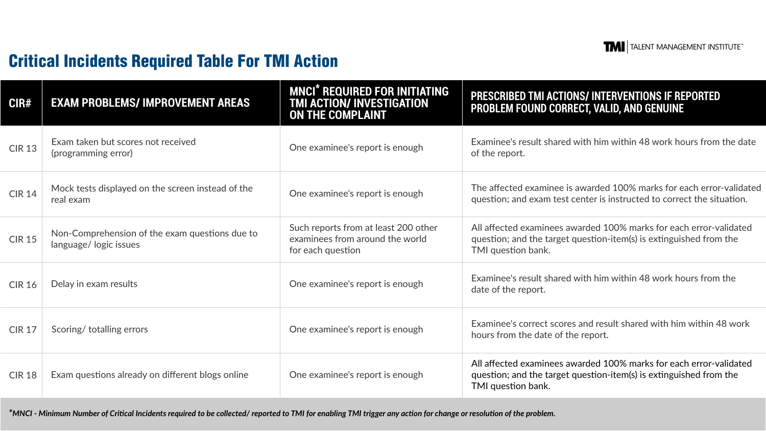## Critical Incidents Required Table For TMI Action

| CIR# | EXAM PROBLEMS/ IMPROVEMENT AREAS | MNCI* REQUIRED FOR INITIATING TMI ACTION/ INVESTIGATION ON THE COMPLAINT | PRESCRIBED TMI ACTIONS/ INTERVENTIONS IF REPORTED PROBLEM FOUND CORRECT, VALID, AND GENUINE |
|---|---|---|---|
| CIR 13 | Exam taken but scores not received (programming error) | One examinee's report is enough | Examinee's result shared with him within 48 work hours from the date of the report. |
| CIR 14 | Mock tests displayed on the screen instead of the real exam | One examinee's report is enough | The affected examinee is awarded 100% marks for each error-validated question; and exam test center is instructed to correct the situation. |
| CIR 15 | Non-Comprehension of the exam questions due to language/ logic issues | Such reports from at least 200 other examinees from around the world for each question | All affected examinees awarded 100% marks for each error-validated question; and the target question-item(s) is extinguished from the TMI question bank. |
| CIR 16 | Delay in exam results | One examinee's report is enough | Examinee's result shared with him within 48 work hours from the date of the report. |
| CIR 17 | Scoring/ totalling errors | One examinee's report is enough | Examinee's correct scores and result shared with him within 48 work hours from the date of the report. |
| CIR 18 | Exam questions already on different blogs online | One examinee's report is enough | All affected examinees awarded 100% marks for each error-validated question; and the target question-item(s) is extinguished from the TMI question bank. |

****MNCI - Minimum Number of Critical Incidents required to be collected/ reported to TMI for enabling TMI trigger any action for change or resolution of the problem.***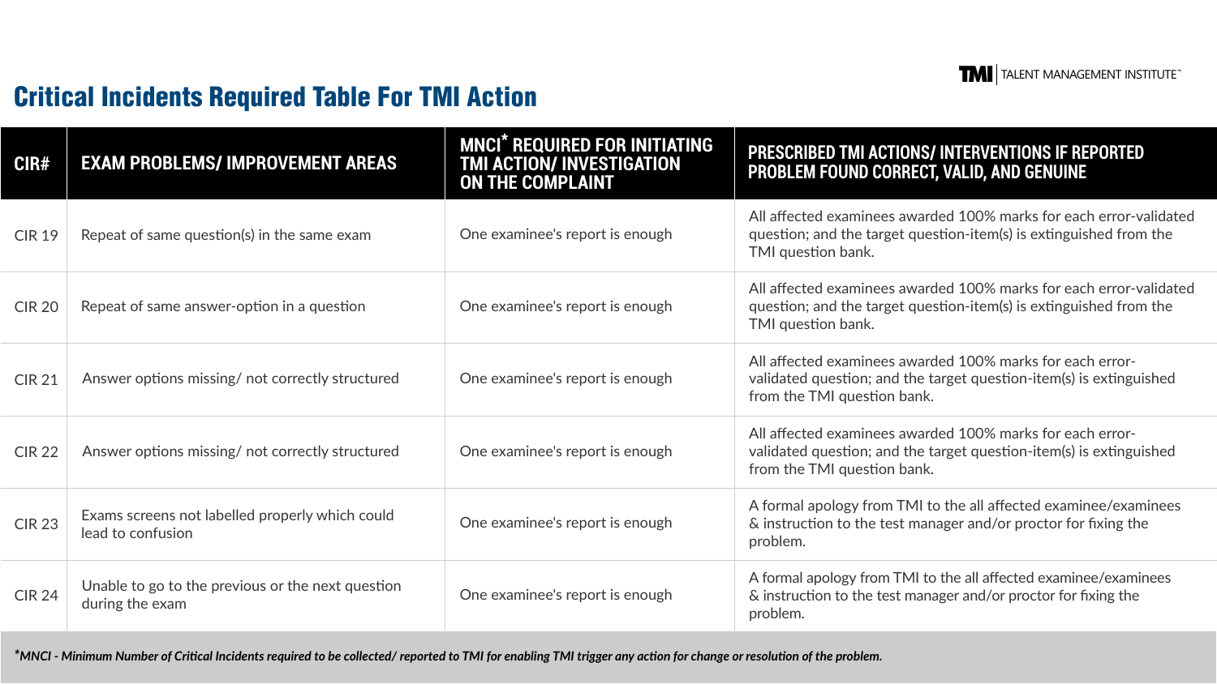TMI | TALENT MANAGEMENT INSTITUTE™

## Critical Incidents Required Table For TMI Action

| CIR# | EXAM PROBLEMS/ IMPROVEMENT AREAS | MNCI* REQUIRED FOR INITIATING TMI ACTION/ INVESTIGATION ON THE COMPLAINT | PRESCRIBED TMI ACTIONS/ INTERVENTIONS IF REPORTED PROBLEM FOUND CORRECT, VALID, AND GENUINE |
|---|---|---|---|
| CIR 19 | Repeat of same question(s) in the same exam | One examinee's report is enough | All affected examinees awarded 100% marks for each error-validated question; and the target question-item(s) is extinguished from the TMI question bank. |
| CIR 20 | Repeat of same answer-option in a question | One examinee's report is enough | All affected examinees awarded 100% marks for each error-validated question; and the target question-item(s) is extinguished from the TMI question bank. |
| CIR 21 | Answer options missing/ not correctly structured | One examinee's report is enough | All affected examinees awarded 100% marks for each error-validated question; and the target question-item(s) is extinguished from the TMI question bank. |
| CIR 22 | Answer options missing/ not correctly structured | One examinee's report is enough | All affected examinees awarded 100% marks for each error-validated question; and the target question-item(s) is extinguished from the TMI question bank. |
| CIR 23 | Exams screens not labelled properly which could lead to confusion | One examinee's report is enough | A formal apology from TMI to the all affected examinee/examinees & instruction to the test manager and/or proctor for fixing the problem. |
| CIR 24 | Unable to go to the previous or the next question during the exam | One examinee's report is enough | A formal apology from TMI to the all affected examinee/examinees & instruction to the test manager and/or proctor for fixing the problem. |

*\*MNCI - Minimum Number of Critical Incidents required to be collected/ reported to TMI for enabling TMI trigger any action for change or resolution of the problem.*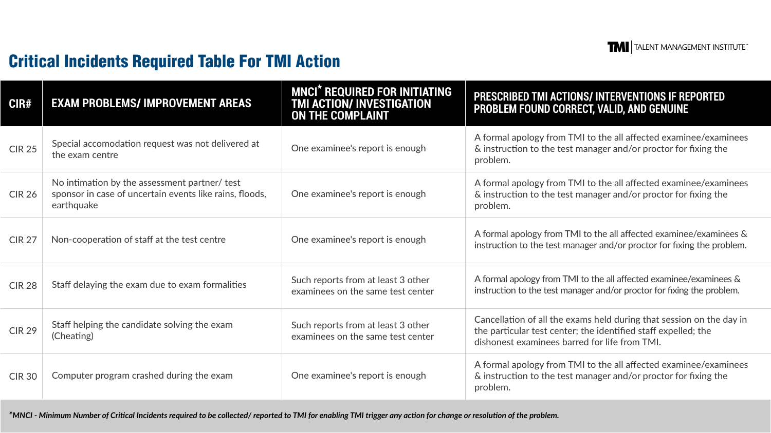# Critical Incidents Required Table For TMI Action

| CIR# | EXAM PROBLEMS/ IMPROVEMENT AREAS | MNCI* REQUIRED FOR INITIATING TMI ACTION/ INVESTIGATION ON THE COMPLAINT | PRESCRIBED TMI ACTIONS/ INTERVENTIONS IF REPORTED PROBLEM FOUND CORRECT, VALID, AND GENUINE |
|---|---|---|---|
| CIR 25 | Special accomodation request was not delivered at the exam centre | One examinee's report is enough | A formal apology from TMI to the all affected examinee/examinees & instruction to the test manager and/or proctor for fixing the problem. |
| CIR 26 | No intimation by the assessment partner/ test sponsor in case of uncertain events like rains, floods, earthquake | One examinee's report is enough | A formal apology from TMI to the all affected examinee/examinees & instruction to the test manager and/or proctor for fixing the problem. |
| CIR 27 | Non-cooperation of staff at the test centre | One examinee's report is enough | A formal apology from TMI to the all affected examinee/examinees & instruction to the test manager and/or proctor for fixing the problem. |
| CIR 28 | Staff delaying the exam due to exam formalities | Such reports from at least 3 other examinees on the same test center | A formal apology from TMI to the all affected examinee/examinees & instruction to the test manager and/or proctor for fixing the problem. |
| CIR 29 | Staff helping the candidate solving the exam (Cheating) | Such reports from at least 3 other examinees on the same test center | Cancellation of all the exams held during that session on the day in the particular test center; the identified staff expelled; the dishonest examinees barred for life from TMI. |
| CIR 30 | Computer program crashed during the exam | One examinee's report is enough | A formal apology from TMI to the all affected examinee/examinees & instruction to the test manager and/or proctor for fixing the problem. |

**\*MNCI - Minimum Number of Critical Incidents required to be collected/ reported to TMI for enabling TMI trigger any action for change or resolution of the problem.**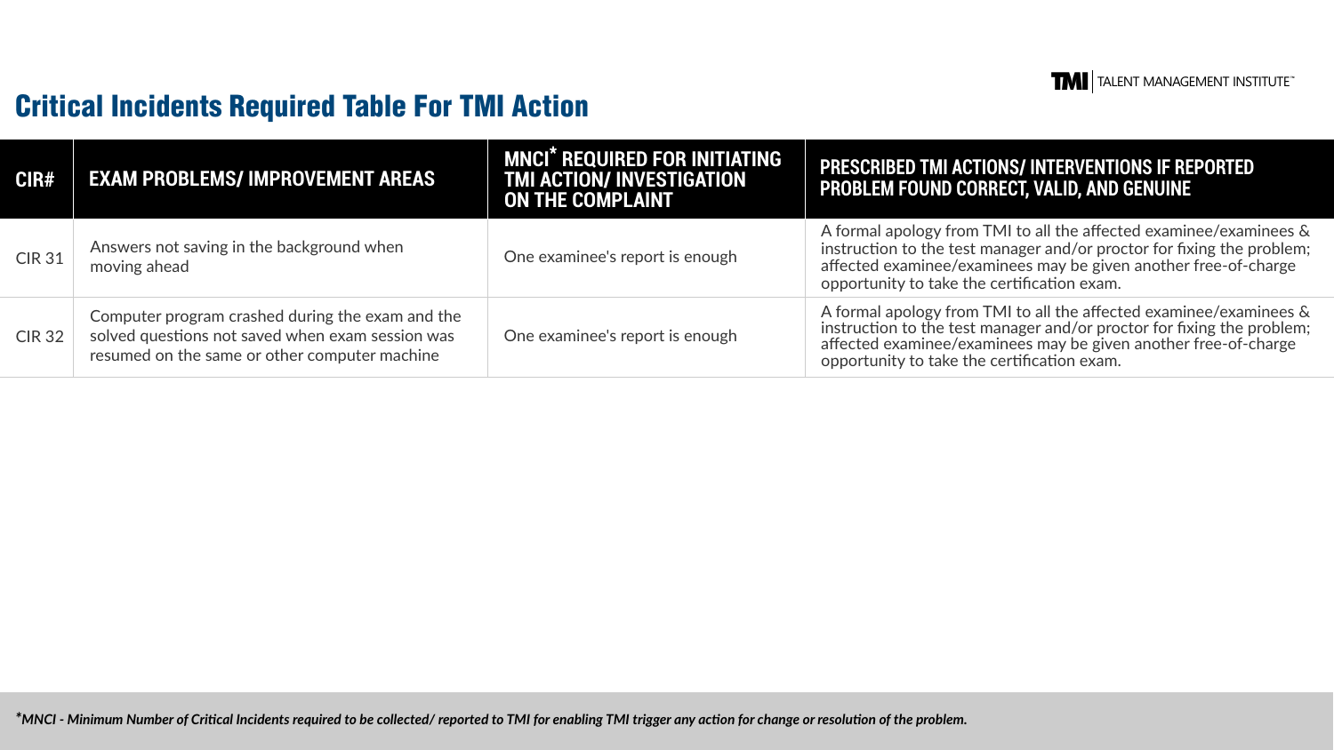## Critical Incidents Required Table For TMI Action

| CIR# | EXAM PROBLEMS/ IMPROVEMENT AREAS | MNCI* REQUIRED FOR INITIATING TMI ACTION/ INVESTIGATION ON THE COMPLAINT | PRESCRIBED TMI ACTIONS/ INTERVENTIONS IF REPORTED PROBLEM FOUND CORRECT, VALID, AND GENUINE |
|---|---|---|---|
| CIR 31 | Answers not saving in the background when moving ahead | One examinee's report is enough | A formal apology from TMI to all the affected examinee/examinees & instruction to the test manager and/or proctor for fixing the problem; affected examinee/examinees may be given another free-of-charge opportunity to take the certification exam. |
| CIR 32 | Computer program crashed during the exam and the solved questions not saved when exam session was resumed on the same or other computer machine | One examinee's report is enough | A formal apology from TMI to all the affected examinee/examinees & instruction to the test manager and/or proctor for fixing the problem; affected examinee/examinees may be given another free-of-charge opportunity to take the certification exam. |

*\*MNCI - Minimum Number of Critical Incidents required to be collected/ reported to TMI for enabling TMI trigger any action for change or resolution of the problem.*